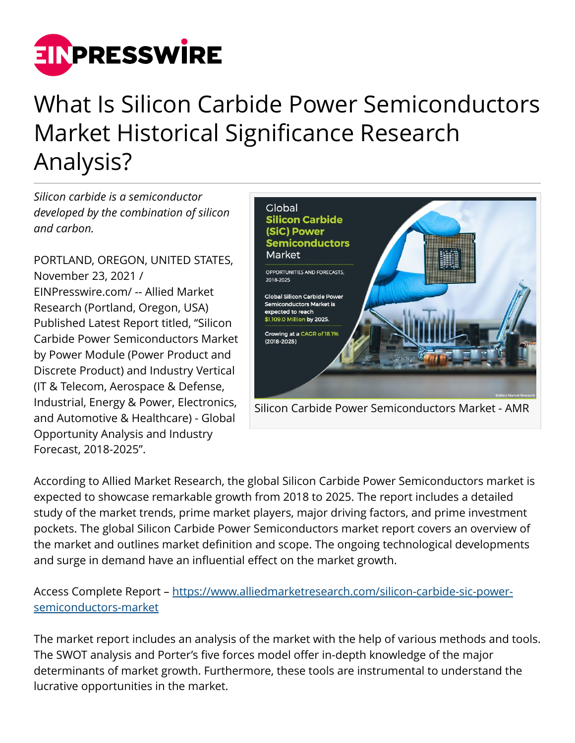# What Is Silicon Carbide Power Semiconductors Market Historical Significance Research Analysis?

*Silicon carbide is a semiconductor developed by the combination of silicon and carbon.*

PORTLAND, OREGON, UNITED STATES, November 23, 2021 / EINPresswire.com/ -- Allied Market Research (Portland, Oregon, USA) Published Latest Report titled, "Silicon Carbide Power Semiconductors Market by Power Module (Power Product and Discrete Product) and Industry Vertical (IT & Telecom, Aerospace & Defense, Industrial, Energy & Power, Electronics, and Automotive & Healthcare) - Global Opportunity Analysis and Industry Forecast, 2018-2025".

Silicon Carbide Power Semiconductors Market - AMR

According to Allied Market Research, the global Silicon Carbide Power Semiconductors market is expected to showcase remarkable growth from 2018 to 2025. The report includes a detailed study of the market trends, prime market players, major driving factors, and prime investment pockets. The global Silicon Carbide Power Semiconductors market report covers an overview of the market and outlines market definition and scope. The ongoing technological developments and surge in demand have an influential effect on the market growth.

Access Complete Report – https://www.alliedmarketresearch.com/silicon-carbide-sic-power-semiconductors-market

The market report includes an analysis of the market with the help of various methods and tools. The SWOT analysis and Porter's five forces model offer in-depth knowledge of the major determinants of market growth. Furthermore, these tools are instrumental to understand the lucrative opportunities in the market.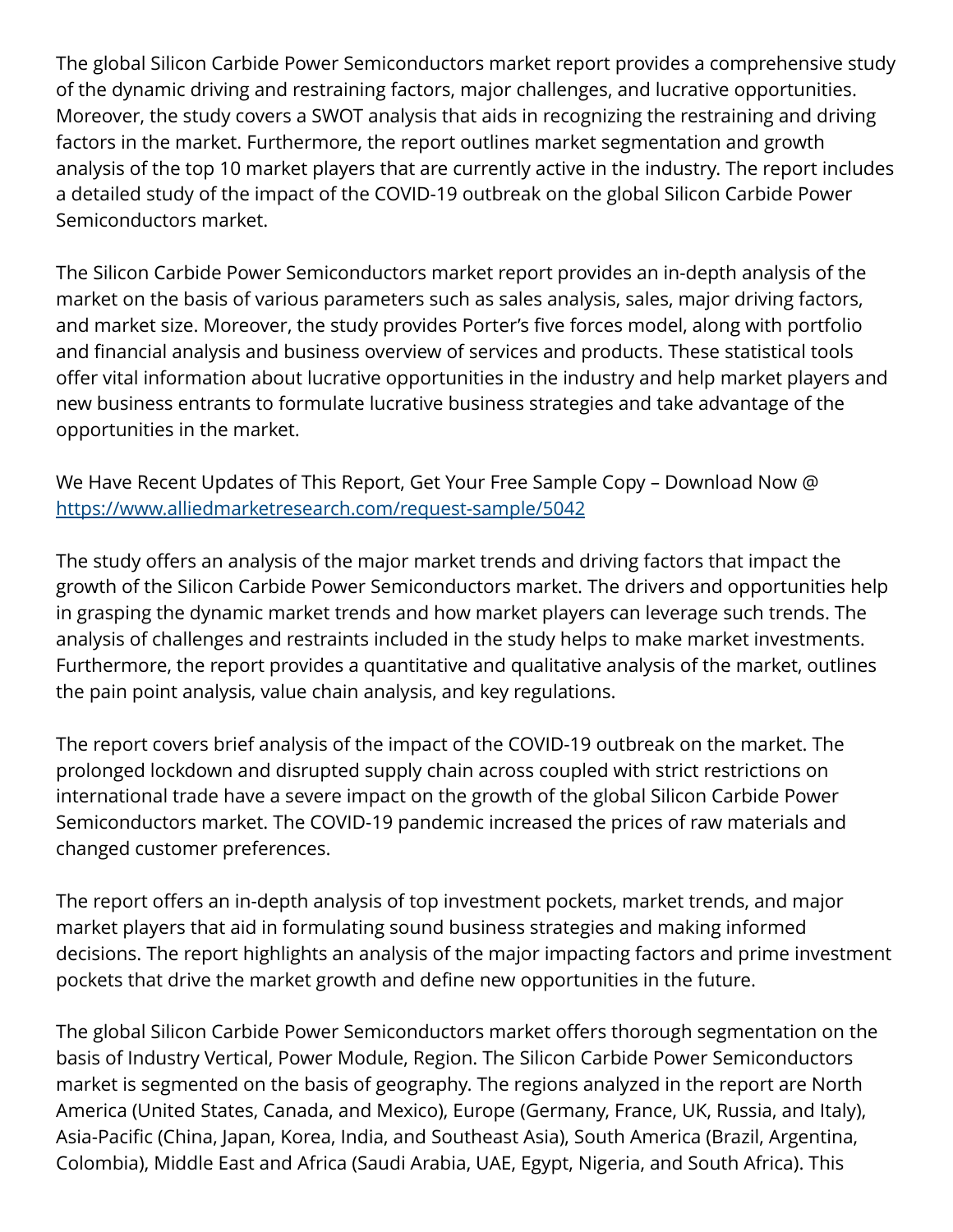The global Silicon Carbide Power Semiconductors market report provides a comprehensive study of the dynamic driving and restraining factors, major challenges, and lucrative opportunities. Moreover, the study covers a SWOT analysis that aids in recognizing the restraining and driving factors in the market. Furthermore, the report outlines market segmentation and growth analysis of the top 10 market players that are currently active in the industry. The report includes a detailed study of the impact of the COVID-19 outbreak on the global Silicon Carbide Power Semiconductors market.

The Silicon Carbide Power Semiconductors market report provides an in-depth analysis of the market on the basis of various parameters such as sales analysis, sales, major driving factors, and market size. Moreover, the study provides Porter's five forces model, along with portfolio and financial analysis and business overview of services and products. These statistical tools offer vital information about lucrative opportunities in the industry and help market players and new business entrants to formulate lucrative business strategies and take advantage of the opportunities in the market.

We Have Recent Updates of This Report, Get Your Free Sample Copy – Download Now @ [https://www.alliedmarketresearch.com/request-sample/5042](https://www.alliedmarketresearch.com/request-sample/5042)

The study offers an analysis of the major market trends and driving factors that impact the growth of the Silicon Carbide Power Semiconductors market. The drivers and opportunities help in grasping the dynamic market trends and how market players can leverage such trends. The analysis of challenges and restraints included in the study helps to make market investments. Furthermore, the report provides a quantitative and qualitative analysis of the market, outlines the pain point analysis, value chain analysis, and key regulations.

The report covers brief analysis of the impact of the COVID-19 outbreak on the market. The prolonged lockdown and disrupted supply chain across coupled with strict restrictions on international trade have a severe impact on the growth of the global Silicon Carbide Power Semiconductors market. The COVID-19 pandemic increased the prices of raw materials and changed customer preferences.

The report offers an in-depth analysis of top investment pockets, market trends, and major market players that aid in formulating sound business strategies and making informed decisions. The report highlights an analysis of the major impacting factors and prime investment pockets that drive the market growth and define new opportunities in the future.

The global Silicon Carbide Power Semiconductors market offers thorough segmentation on the basis of Industry Vertical, Power Module, Region. The Silicon Carbide Power Semiconductors market is segmented on the basis of geography. The regions analyzed in the report are North America (United States, Canada, and Mexico), Europe (Germany, France, UK, Russia, and Italy), Asia-Pacific (China, Japan, Korea, India, and Southeast Asia), South America (Brazil, Argentina, Colombia), Middle East and Africa (Saudi Arabia, UAE, Egypt, Nigeria, and South Africa). This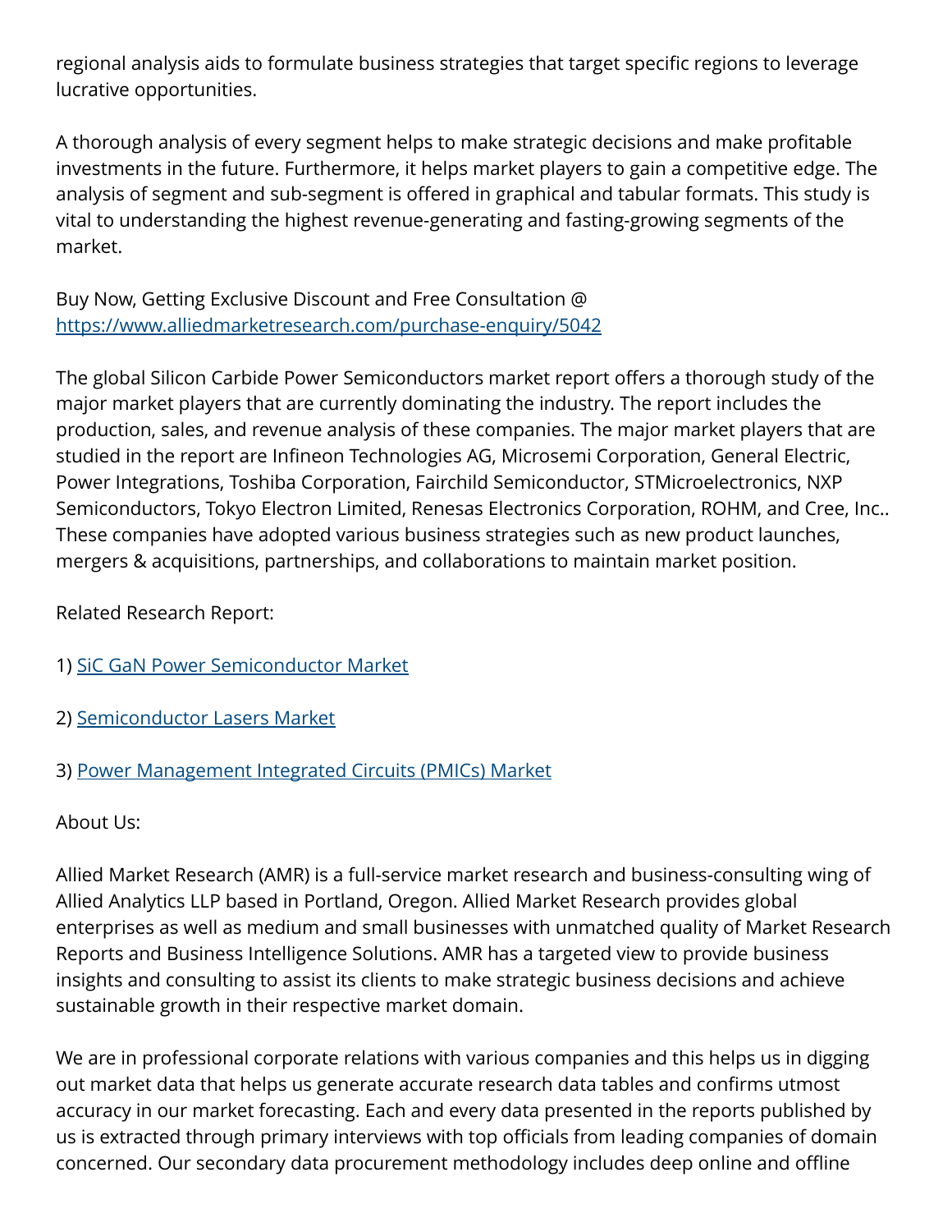regional analysis aids to formulate business strategies that target specific regions to leverage lucrative opportunities.

A thorough analysis of every segment helps to make strategic decisions and make profitable investments in the future. Furthermore, it helps market players to gain a competitive edge. The analysis of segment and sub-segment is offered in graphical and tabular formats. This study is vital to understanding the highest revenue-generating and fasting-growing segments of the market.

Buy Now, Getting Exclusive Discount and Free Consultation @ [https://www.alliedmarketresearch.com/purchase-enquiry/5042](https://www.alliedmarketresearch.com/purchase-enquiry/5042)

The global Silicon Carbide Power Semiconductors market report offers a thorough study of the major market players that are currently dominating the industry. The report includes the production, sales, and revenue analysis of these companies. The major market players that are studied in the report are Infineon Technologies AG, Microsemi Corporation, General Electric, Power Integrations, Toshiba Corporation, Fairchild Semiconductor, STMicroelectronics, NXP Semiconductors, Tokyo Electron Limited, Renesas Electronics Corporation, ROHM, and Cree, Inc.. These companies have adopted various business strategies such as new product launches, mergers & acquisitions, partnerships, and collaborations to maintain market position.

Related Research Report:

1) SiC GaN Power Semiconductor Market

2) Semiconductor Lasers Market

3) Power Management Integrated Circuits (PMICs) Market

About Us:

Allied Market Research (AMR) is a full-service market research and business-consulting wing of Allied Analytics LLP based in Portland, Oregon. Allied Market Research provides global enterprises as well as medium and small businesses with unmatched quality of Market Research Reports and Business Intelligence Solutions. AMR has a targeted view to provide business insights and consulting to assist its clients to make strategic business decisions and achieve sustainable growth in their respective market domain.

We are in professional corporate relations with various companies and this helps us in digging out market data that helps us generate accurate research data tables and confirms utmost accuracy in our market forecasting. Each and every data presented in the reports published by us is extracted through primary interviews with top officials from leading companies of domain concerned. Our secondary data procurement methodology includes deep online and offline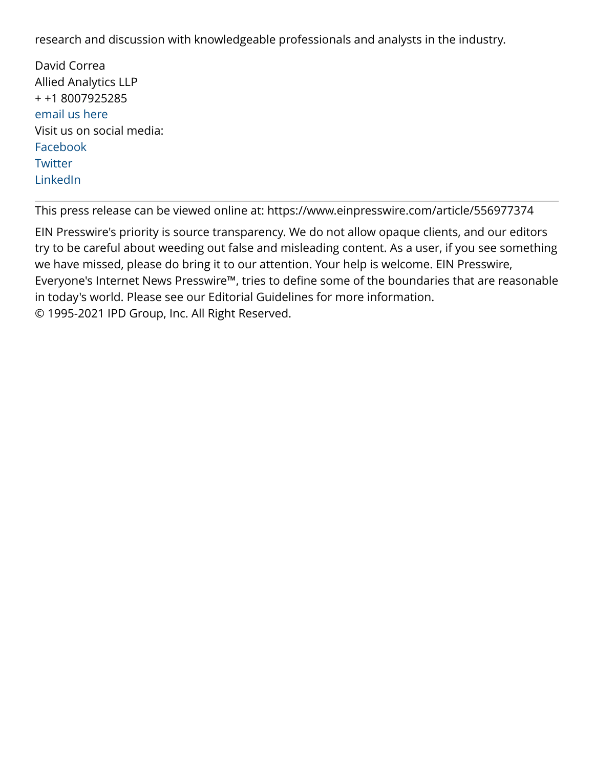research and discussion with knowledgeable professionals and analysts in the industry.

David Correa
Allied Analytics LLP
+ +1 8007925285
email us here
Visit us on social media:
Facebook
Twitter
LinkedIn

---

This press release can be viewed online at: https://www.einpresswire.com/article/556977374

EIN Presswire's priority is source transparency. We do not allow opaque clients, and our editors try to be careful about weeding out false and misleading content. As a user, if you see something we have missed, please do bring it to our attention. Your help is welcome. EIN Presswire, Everyone's Internet News Presswire™, tries to define some of the boundaries that are reasonable in today's world. Please see our Editorial Guidelines for more information.
© 1995-2021 IPD Group, Inc. All Right Reserved.